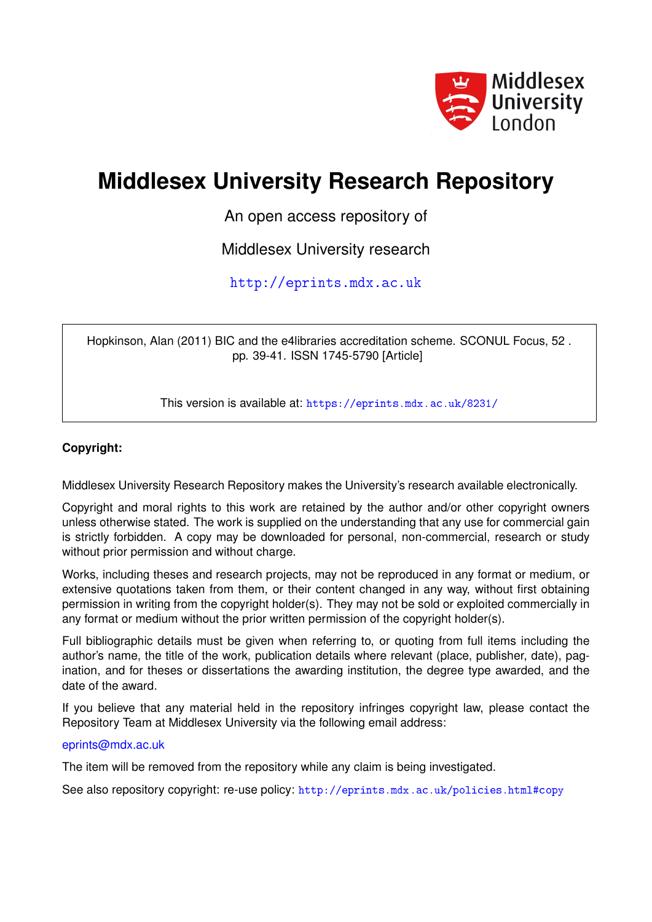Middlesex University London

# Middlesex University Research Repository

An open access repository of

Middlesex University research

http://eprints.mdx.ac.uk

Hopkinson, Alan (2011) BIC and the e4libraries accreditation scheme. SCONUL Focus, 52 . pp. 39-41. ISSN 1745-5790 [Article]

This version is available at: https://eprints.mdx.ac.uk/8231/

**Copyright:**

Middlesex University Research Repository makes the University's research available electronically.

Copyright and moral rights to this work are retained by the author and/or other copyright owners unless otherwise stated. The work is supplied on the understanding that any use for commercial gain is strictly forbidden. A copy may be downloaded for personal, non-commercial, research or study without prior permission and without charge.

Works, including theses and research projects, may not be reproduced in any format or medium, or extensive quotations taken from them, or their content changed in any way, without first obtaining permission in writing from the copyright holder(s). They may not be sold or exploited commercially in any format or medium without the prior written permission of the copyright holder(s).

Full bibliographic details must be given when referring to, or quoting from full items including the author's name, the title of the work, publication details where relevant (place, publisher, date), pagination, and for theses or dissertations the awarding institution, the degree type awarded, and the date of the award.

If you believe that any material held in the repository infringes copyright law, please contact the Repository Team at Middlesex University via the following email address:

eprints@mdx.ac.uk

The item will be removed from the repository while any claim is being investigated.

See also repository copyright: re-use policy: http://eprints.mdx.ac.uk/policies.html#copy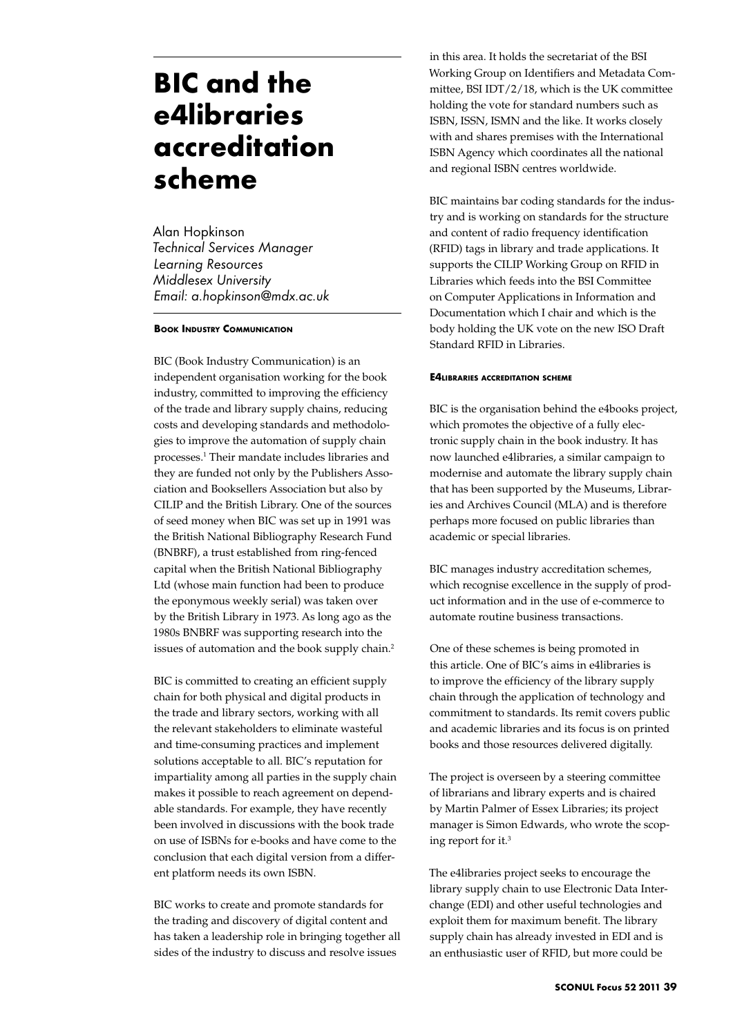# BIC and the e4libraries accreditation scheme

Alan Hopkinson
*Technical Services Manager*
*Learning Resources*
*Middlesex University*
*Email: a.hopkinson@mdx.ac.uk*

#### Book Industry Communication

BIC (Book Industry Communication) is an independent organisation working for the book industry, committed to improving the efficiency of the trade and library supply chains, reducing costs and developing standards and methodologies to improve the automation of supply chain processes.[1] Their mandate includes libraries and they are funded not only by the Publishers Association and Booksellers Association but also by CILIP and the British Library. One of the sources of seed money when BIC was set up in 1991 was the British National Bibliography Research Fund (BNBRF), a trust established from ring-fenced capital when the British National Bibliography Ltd (whose main function had been to produce the eponymous weekly serial) was taken over by the British Library in 1973. As long ago as the 1980s BNBRF was supporting research into the issues of automation and the book supply chain.[2]

BIC is committed to creating an efficient supply chain for both physical and digital products in the trade and library sectors, working with all the relevant stakeholders to eliminate wasteful and time-consuming practices and implement solutions acceptable to all. BIC's reputation for impartiality among all parties in the supply chain makes it possible to reach agreement on dependable standards. For example, they have recently been involved in discussions with the book trade on use of ISBNs for e-books and have come to the conclusion that each digital version from a different platform needs its own ISBN.

BIC works to create and promote standards for the trading and discovery of digital content and has taken a leadership role in bringing together all sides of the industry to discuss and resolve issues in this area. It holds the secretariat of the BSI Working Group on Identifiers and Metadata Committee, BSI IDT/2/18, which is the UK committee holding the vote for standard numbers such as ISBN, ISSN, ISMN and the like. It works closely with and shares premises with the International ISBN Agency which coordinates all the national and regional ISBN centres worldwide.

BIC maintains bar coding standards for the industry and is working on standards for the structure and content of radio frequency identification (RFID) tags in library and trade applications. It supports the CILIP Working Group on RFID in Libraries which feeds into the BSI Committee on Computer Applications in Information and Documentation which I chair and which is the body holding the UK vote on the new ISO Draft Standard RFID in Libraries.

#### E4libraries accreditation scheme

BIC is the organisation behind the e4books project, which promotes the objective of a fully electronic supply chain in the book industry. It has now launched e4libraries, a similar campaign to modernise and automate the library supply chain that has been supported by the Museums, Libraries and Archives Council (MLA) and is therefore perhaps more focused on public libraries than academic or special libraries.

BIC manages industry accreditation schemes, which recognise excellence in the supply of product information and in the use of e-commerce to automate routine business transactions.

One of these schemes is being promoted in this article. One of BIC's aims in e4libraries is to improve the efficiency of the library supply chain through the application of technology and commitment to standards. Its remit covers public and academic libraries and its focus is on printed books and those resources delivered digitally.

The project is overseen by a steering committee of librarians and library experts and is chaired by Martin Palmer of Essex Libraries; its project manager is Simon Edwards, who wrote the scoping report for it.[3]

The e4libraries project seeks to encourage the library supply chain to use Electronic Data Interchange (EDI) and other useful technologies and exploit them for maximum benefit. The library supply chain has already invested in EDI and is an enthusiastic user of RFID, but more could be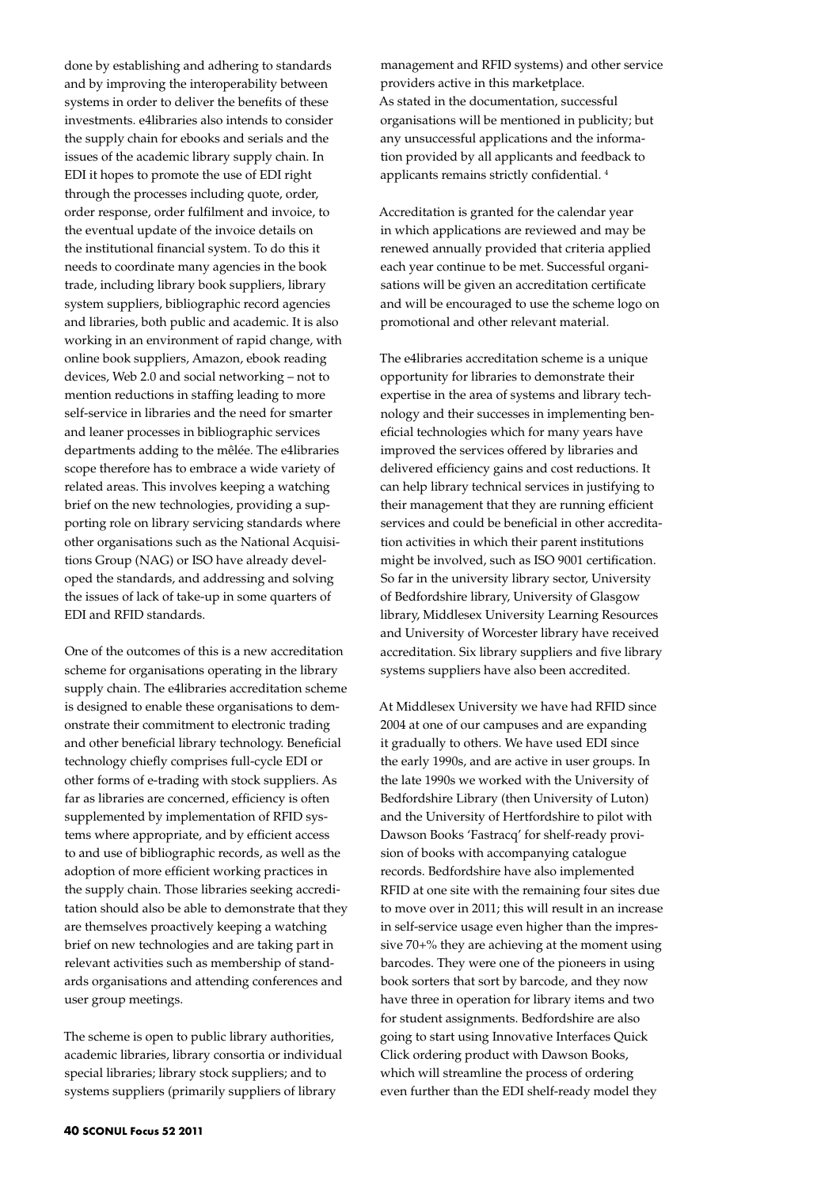done by establishing and adhering to standards and by improving the interoperability between systems in order to deliver the benefits of these investments. e4libraries also intends to consider the supply chain for ebooks and serials and the issues of the academic library supply chain. In EDI it hopes to promote the use of EDI right through the processes including quote, order, order response, order fulfilment and invoice, to the eventual update of the invoice details on the institutional financial system. To do this it needs to coordinate many agencies in the book trade, including library book suppliers, library system suppliers, bibliographic record agencies and libraries, both public and academic. It is also working in an environment of rapid change, with online book suppliers, Amazon, ebook reading devices, Web 2.0 and social networking – not to mention reductions in staffing leading to more self-service in libraries and the need for smarter and leaner processes in bibliographic services departments adding to the mêlée. The e4libraries scope therefore has to embrace a wide variety of related areas. This involves keeping a watching brief on the new technologies, providing a supporting role on library servicing standards where other organisations such as the National Acquisitions Group (NAG) or ISO have already developed the standards, and addressing and solving the issues of lack of take-up in some quarters of EDI and RFID standards.

One of the outcomes of this is a new accreditation scheme for organisations operating in the library supply chain. The e4libraries accreditation scheme is designed to enable these organisations to demonstrate their commitment to electronic trading and other beneficial library technology. Beneficial technology chiefly comprises full-cycle EDI or other forms of e-trading with stock suppliers. As far as libraries are concerned, efficiency is often supplemented by implementation of RFID systems where appropriate, and by efficient access to and use of bibliographic records, as well as the adoption of more efficient working practices in the supply chain. Those libraries seeking accreditation should also be able to demonstrate that they are themselves proactively keeping a watching brief on new technologies and are taking part in relevant activities such as membership of standards organisations and attending conferences and user group meetings.

The scheme is open to public library authorities, academic libraries, library consortia or individual special libraries; library stock suppliers; and to systems suppliers (primarily suppliers of library management and RFID systems) and other service providers active in this marketplace.
As stated in the documentation, successful organisations will be mentioned in publicity; but any unsuccessful applications and the information provided by all applicants and feedback to applicants remains strictly confidential. [4]

Accreditation is granted for the calendar year in which applications are reviewed and may be renewed annually provided that criteria applied each year continue to be met. Successful organisations will be given an accreditation certificate and will be encouraged to use the scheme logo on promotional and other relevant material.

The e4libraries accreditation scheme is a unique opportunity for libraries to demonstrate their expertise in the area of systems and library technology and their successes in implementing beneficial technologies which for many years have improved the services offered by libraries and delivered efficiency gains and cost reductions. It can help library technical services in justifying to their management that they are running efficient services and could be beneficial in other accreditation activities in which their parent institutions might be involved, such as ISO 9001 certification. So far in the university library sector, University of Bedfordshire library, University of Glasgow library, Middlesex University Learning Resources and University of Worcester library have received accreditation. Six library suppliers and five library systems suppliers have also been accredited.

At Middlesex University we have had RFID since 2004 at one of our campuses and are expanding it gradually to others. We have used EDI since the early 1990s, and are active in user groups. In the late 1990s we worked with the University of Bedfordshire Library (then University of Luton) and the University of Hertfordshire to pilot with Dawson Books 'Fastracq' for shelf-ready provision of books with accompanying catalogue records. Bedfordshire have also implemented RFID at one site with the remaining four sites due to move over in 2011; this will result in an increase in self-service usage even higher than the impressive 70+% they are achieving at the moment using barcodes. They were one of the pioneers in using book sorters that sort by barcode, and they now have three in operation for library items and two for student assignments. Bedfordshire are also going to start using Innovative Interfaces Quick Click ordering product with Dawson Books, which will streamline the process of ordering even further than the EDI shelf-ready model they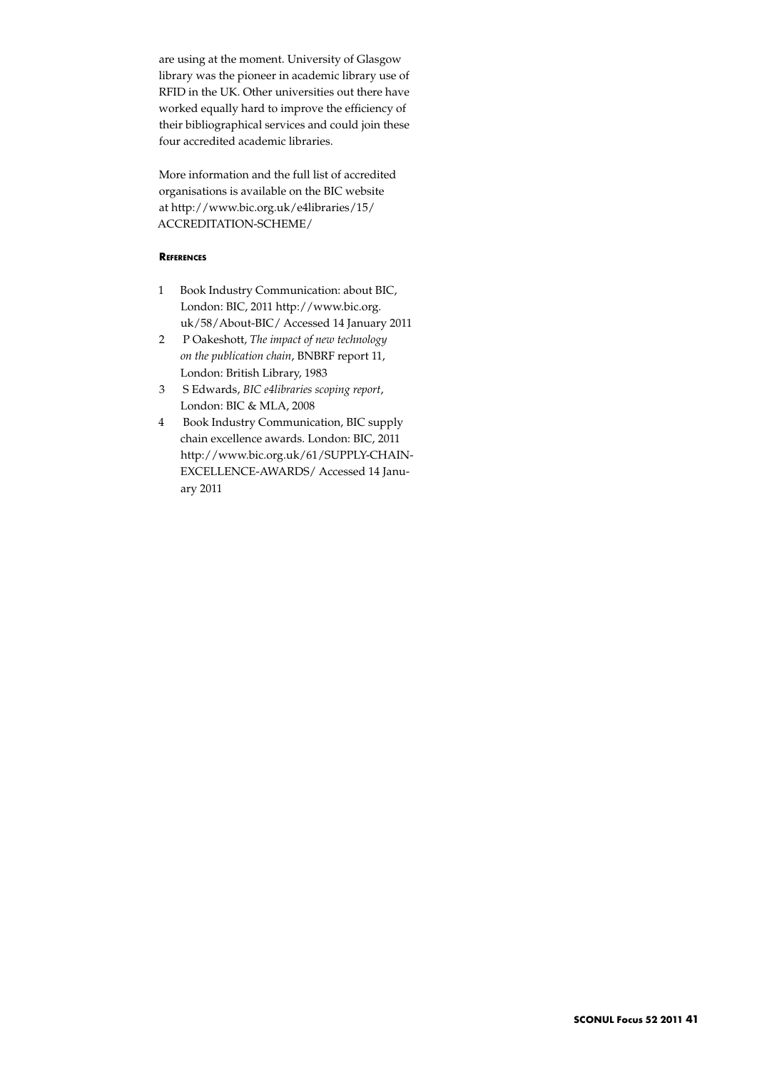are using at the moment. University of Glasgow library was the pioneer in academic library use of RFID in the UK. Other universities out there have worked equally hard to improve the efficiency of their bibliographical services and could join these four accredited academic libraries.

More information and the full list of accredited organisations is available on the BIC website at http://www.bic.org.uk/e4libraries/15/ACCREDITATION-SCHEME/

**References**

1. Book Industry Communication: about BIC, London: BIC, 2011 http://www.bic.org.uk/58/About-BIC/ Accessed 14 January 2011
2. P Oakeshott, *The impact of new technology on the publication chain*, BNBRF report 11, London: British Library, 1983
3. S Edwards, *BIC e4libraries scoping report*, London: BIC & MLA, 2008
4. Book Industry Communication, BIC supply chain excellence awards. London: BIC, 2011 http://www.bic.org.uk/61/SUPPLY-CHAIN-EXCELLENCE-AWARDS/ Accessed 14 January 2011